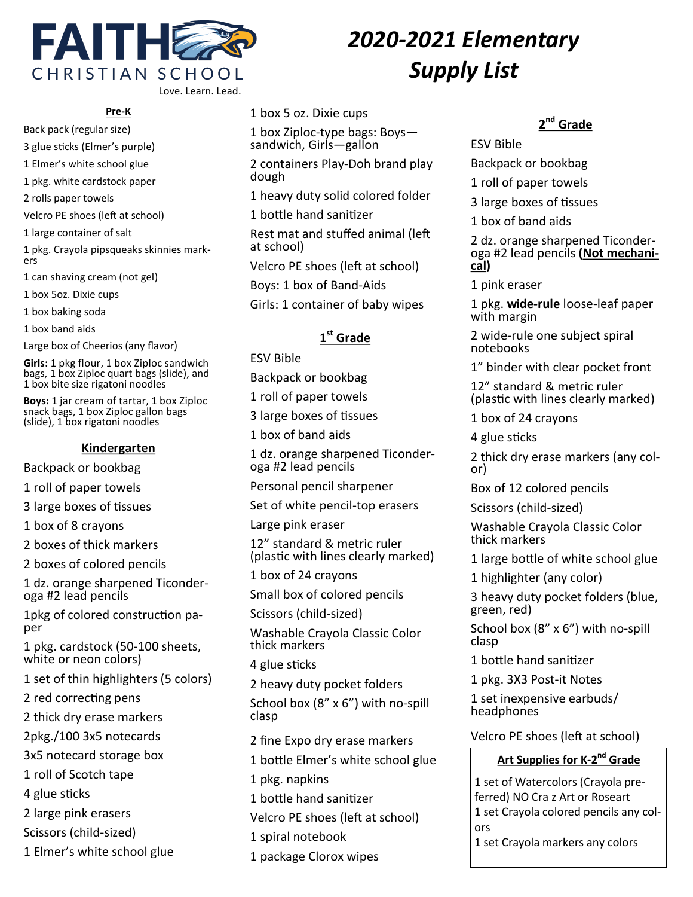FAITH CHRISTIAN SCHOOL

Love. Learn. Lead.

# 2020-2021 Elementary Supply List

## Pre-K

Back pack (regular size)

3 glue sticks (Elmer's purple)

1 Elmer's white school glue

1 pkg. white cardstock paper

2 rolls paper towels

Velcro PE shoes (left at school)

1 large container of salt

1 pkg. Crayola pipsqueaks skinnies markers

1 can shaving cream (not gel)

1 box 5oz. Dixie cups

1 box baking soda

1 box band aids

Large box of Cheerios (any flavor)

**Girls:** 1 pkg flour, 1 box Ziploc sandwich bags, 1 box Ziploc quart bags (slide), and 1 box bite size rigatoni noodles

**Boys:** 1 jar cream of tartar, 1 box Ziploc snack bags, 1 box Ziploc gallon bags (slide), 1 box rigatoni noodles

## Kindergarten

Backpack or bookbag

1 roll of paper towels

3 large boxes of tissues

1 box of 8 crayons

2 boxes of thick markers

2 boxes of colored pencils

1 dz. orange sharpened Ticonderoga #2 lead pencils

1pkg of colored construction paper

1 pkg. cardstock (50-100 sheets, white or neon colors)

1 set of thin highlighters (5 colors)

2 red correcting pens

2 thick dry erase markers

2pkg./100 3x5 notecards

3x5 notecard storage box

1 roll of Scotch tape

4 glue sticks

2 large pink erasers

Scissors (child-sized)

1 Elmer's white school glue

1 box 5 oz. Dixie cups

1 box Ziploc-type bags: Boys—sandwich, Girls—gallon

2 containers Play-Doh brand play dough

1 heavy duty solid colored folder

1 bottle hand sanitizer

Rest mat and stuffed animal (left at school)

Velcro PE shoes (left at school)

Boys: 1 box of Band-Aids

Girls: 1 container of baby wipes

## 1st Grade

ESV Bible

Backpack or bookbag

1 roll of paper towels

3 large boxes of tissues

1 box of band aids

1 dz. orange sharpened Ticonderoga #2 lead pencils

Personal pencil sharpener

Set of white pencil-top erasers

Large pink eraser

12" standard & metric ruler (plastic with lines clearly marked)

1 box of 24 crayons

Small box of colored pencils

Scissors (child-sized)

Washable Crayola Classic Color thick markers

4 glue sticks

2 heavy duty pocket folders

School box (8" x 6") with no-spill clasp

2 fine Expo dry erase markers

1 bottle Elmer's white school glue

1 pkg. napkins

1 bottle hand sanitizer

Velcro PE shoes (left at school)

1 spiral notebook

1 package Clorox wipes

## 2nd Grade

ESV Bible

Backpack or bookbag

1 roll of paper towels

3 large boxes of tissues

1 box of band aids

2 dz. orange sharpened Ticonderoga #2 lead pencils **(Not mechanical)**

1 pink eraser

1 pkg. **wide-rule** loose-leaf paper with margin

2 wide-rule one subject spiral notebooks

1" binder with clear pocket front

12" standard & metric ruler (plastic with lines clearly marked)

1 box of 24 crayons

4 glue sticks

2 thick dry erase markers (any color)

Box of 12 colored pencils

Scissors (child-sized)

Washable Crayola Classic Color thick markers

1 large bottle of white school glue

1 highlighter (any color)

3 heavy duty pocket folders (blue, green, red)

School box (8" x 6") with no-spill clasp

1 bottle hand sanitizer

1 pkg. 3X3 Post-it Notes

1 set inexpensive earbuds/ headphones

Velcro PE shoes (left at school)

### Art Supplies for K-2nd Grade

1 set of Watercolors (Crayola preferred) NO Cra z Art or Roseart

1 set Crayola colored pencils any colors

1 set Crayola markers any colors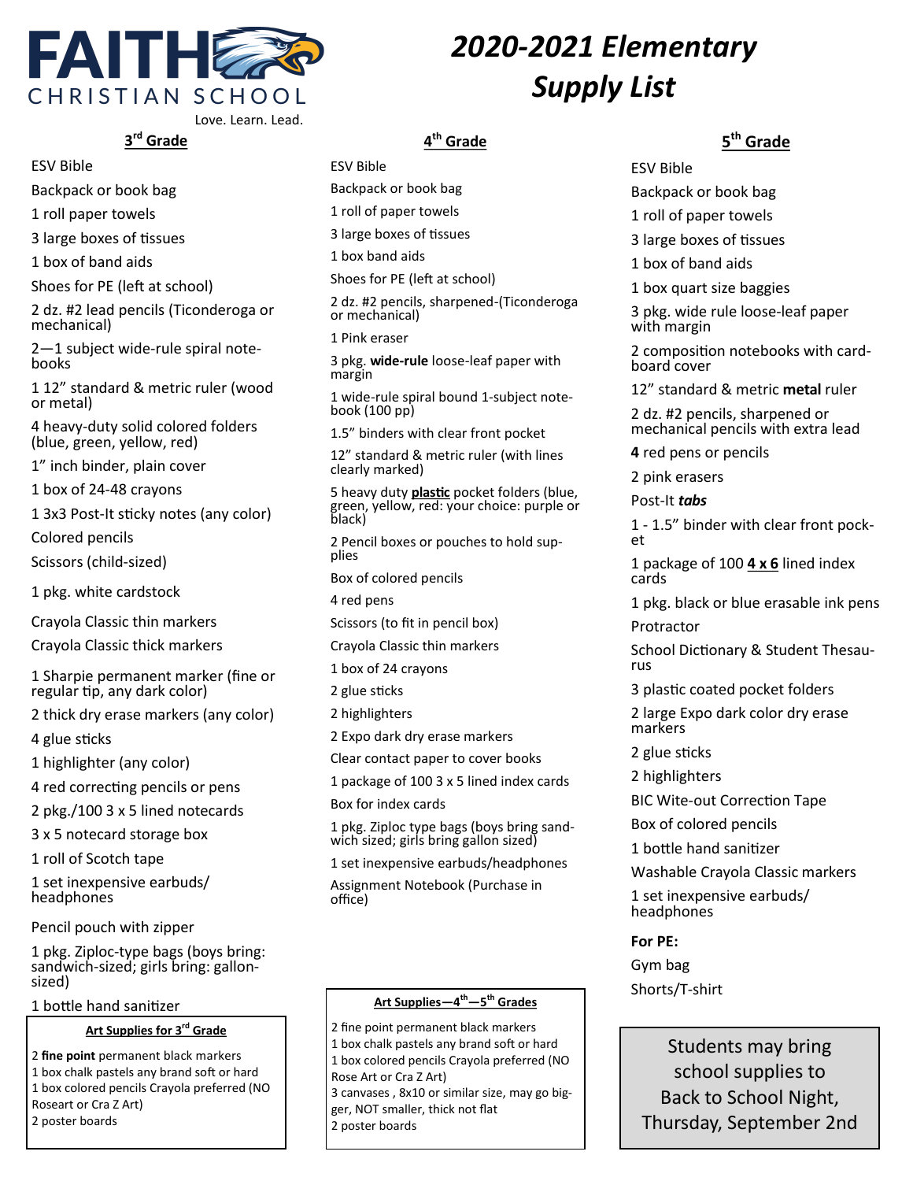FAITH CHRISTIAN SCHOOL

Love. Learn. Lead.

# *2020-2021 Elementary Supply List*

## 3rd Grade

ESV Bible

Backpack or book bag

1 roll paper towels

3 large boxes of tissues

1 box of band aids

Shoes for PE (left at school)

2 dz. #2 lead pencils (Ticonderoga or mechanical)

2—1 subject wide-rule spiral notebooks

1 12" standard & metric ruler (wood or metal)

4 heavy-duty solid colored folders (blue, green, yellow, red)

1" inch binder, plain cover

1 box of 24-48 crayons

1 3x3 Post-It sticky notes (any color)

Colored pencils

Scissors (child-sized)

1 pkg. white cardstock

Crayola Classic thin markers

Crayola Classic thick markers

1 Sharpie permanent marker (fine or regular tip, any dark color)

2 thick dry erase markers (any color)

4 glue sticks

1 highlighter (any color)

4 red correcting pencils or pens

2 pkg./100 3 x 5 lined notecards

3 x 5 notecard storage box

1 roll of Scotch tape

1 set inexpensive earbuds/ headphones

Pencil pouch with zipper

1 pkg. Ziploc-type bags (boys bring: sandwich-sized; girls bring: gallon-sized)

1 bottle hand sanitizer

### Art Supplies for 3rd Grade

2 **fine point** permanent black markers
1 box chalk pastels any brand soft or hard
1 box colored pencils Crayola preferred (NO Roseart or Cra Z Art)
2 poster boards

## 4th Grade

ESV Bible

Backpack or book bag

1 roll of paper towels

3 large boxes of tissues

1 box band aids

Shoes for PE (left at school)

2 dz. #2 pencils, sharpened-(Ticonderoga or mechanical)

1 Pink eraser

3 pkg. **wide-rule** loose-leaf paper with margin

1 wide-rule spiral bound 1-subject notebook (100 pp)

1.5" binders with clear front pocket

12" standard & metric ruler (with lines clearly marked)

5 heavy duty **plastic** pocket folders (blue, green, yellow, red: your choice: purple or black)

2 Pencil boxes or pouches to hold supplies

Box of colored pencils

4 red pens

Scissors (to fit in pencil box)

Crayola Classic thin markers

1 box of 24 crayons

2 glue sticks

2 highlighters

2 Expo dark dry erase markers

Clear contact paper to cover books

1 package of 100 3 x 5 lined index cards

Box for index cards

1 pkg. Ziploc type bags (boys bring sandwich sized; girls bring gallon sized)

1 set inexpensive earbuds/headphones

Assignment Notebook (Purchase in office)

### Art Supplies—4th—5th Grades

2 fine point permanent black markers
1 box chalk pastels any brand soft or hard
1 box colored pencils Crayola preferred (NO Rose Art or Cra Z Art)
3 canvases , 8x10 or similar size, may go bigger, NOT smaller, thick not flat
2 poster boards

## 5th Grade

ESV Bible

Backpack or book bag

1 roll of paper towels

3 large boxes of tissues

1 box of band aids

1 box quart size baggies

3 pkg. wide rule loose-leaf paper with margin

2 composition notebooks with cardboard cover

12" standard & metric **metal** ruler

2 dz. #2 pencils, sharpened or mechanical pencils with extra lead

**4** red pens or pencils

2 pink erasers

Post-It ***tabs***

1 - 1.5" binder with clear front pocket

1 package of 100 **4 x 6** lined index cards

1 pkg. black or blue erasable ink pens

Protractor

School Dictionary & Student Thesaurus

3 plastic coated pocket folders

2 large Expo dark color dry erase markers

2 glue sticks

2 highlighters

BIC Wite-out Correction Tape

Box of colored pencils

1 bottle hand sanitizer

Washable Crayola Classic markers

1 set inexpensive earbuds/ headphones

**For PE:**

Gym bag

Shorts/T-shirt

Students may bring school supplies to Back to School Night, Thursday, September 2nd